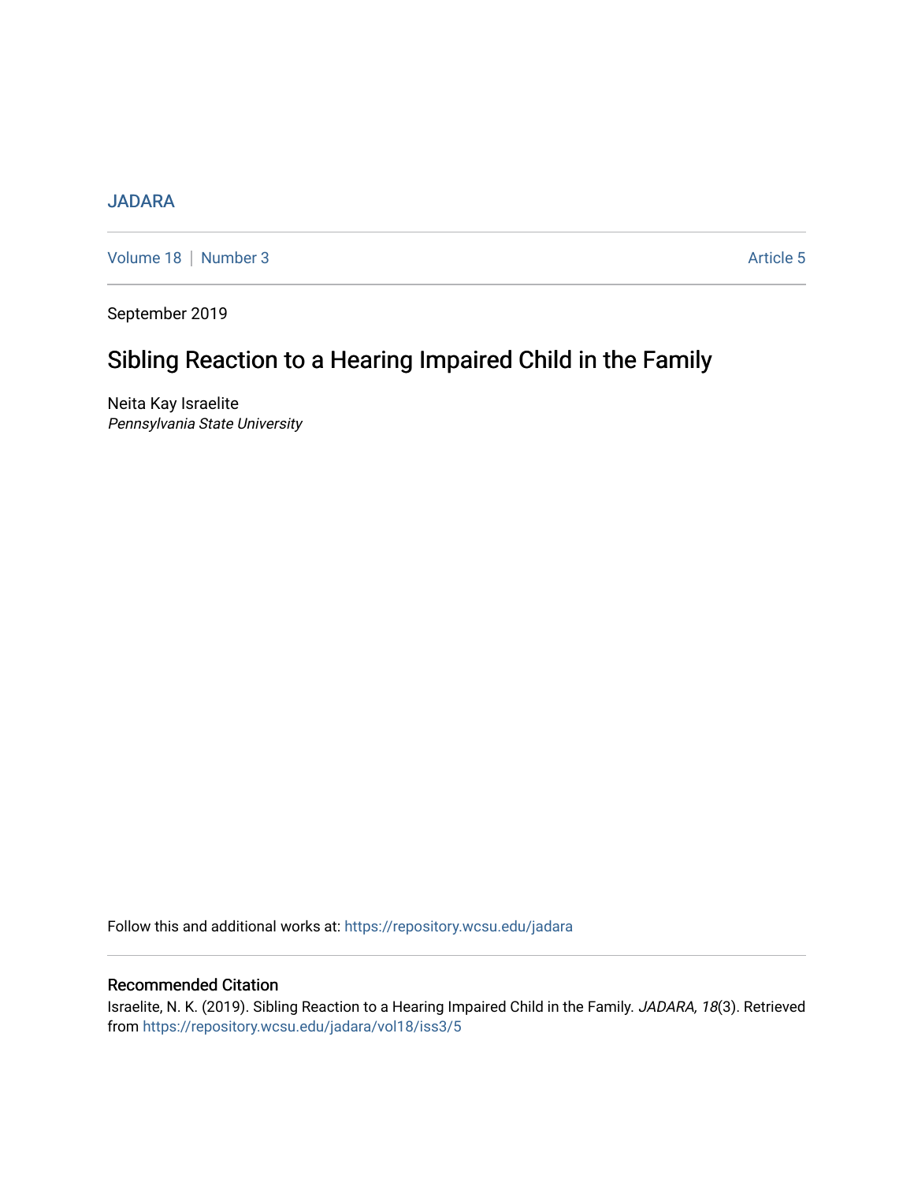JADARA

Volume 18 | Number 3 Article 5

September 2019

# Sibling Reaction to a Hearing Impaired Child in the Family

Neita Kay Israelite
*Pennsylvania State University*

Follow this and additional works at: https://repository.wcsu.edu/jadara

## Recommended Citation

Israelite, N. K. (2019). Sibling Reaction to a Hearing Impaired Child in the Family. *JADARA, 18*(3). Retrieved from https://repository.wcsu.edu/jadara/vol18/iss3/5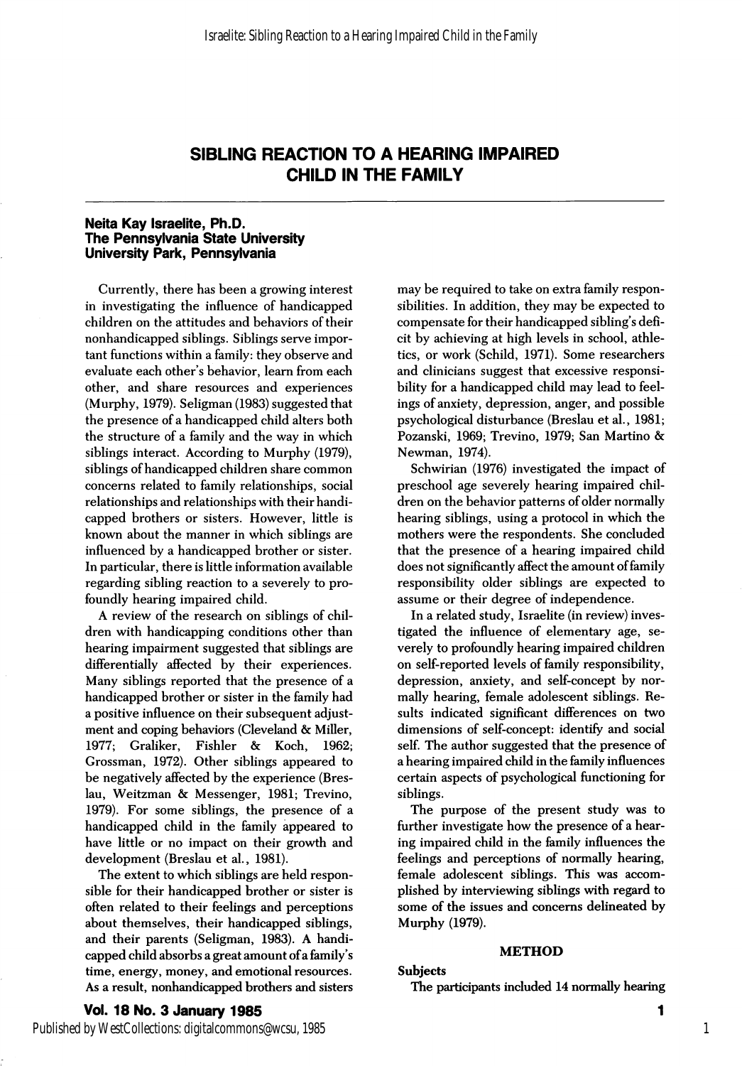# SIBLING REACTION TO A HEARING IMPAIRED CHILD IN THE FAMILY

**Neita Kay Israelite, Ph.D.**
**The Pennsylvania State University**
**University Park, Pennsylvania**

Currently, there has been a growing interest in investigating the influence of handicapped children on the attitudes and behaviors of their nonhandicapped siblings. Siblings serve important functions within a family: they observe and evaluate each other's behavior, learn from each other, and share resources and experiences (Murphy, 1979). Seligman (1983) suggested that the presence of a handicapped child alters both the structure of a family and the way in which siblings interact. According to Murphy (1979), siblings of handicapped children share common concerns related to family relationships, social relationships and relationships with their handicapped brothers or sisters. However, little is known about the manner in which siblings are influenced by a handicapped brother or sister. In particular, there is little information available regarding sibling reaction to a severely to profoundly hearing impaired child.

A review of the research on siblings of children with handicapping conditions other than hearing impairment suggested that siblings are differentially affected by their experiences. Many siblings reported that the presence of a handicapped brother or sister in the family had a positive influence on their subsequent adjustment and coping behaviors (Cleveland & Miller, 1977; Graliker, Fishler & Koch, 1962; Grossman, 1972). Other siblings appeared to be negatively affected by the experience (Breslau, Weitzman & Messenger, 1981; Trevino, 1979). For some siblings, the presence of a handicapped child in the family appeared to have little or no impact on their growth and development (Breslau et al., 1981).

The extent to which siblings are held responsible for their handicapped brother or sister is often related to their feelings and perceptions about themselves, their handicapped siblings, and their parents (Seligman, 1983). A handicapped child absorbs a great amount of a family's time, energy, money, and emotional resources. As a result, nonhandicapped brothers and sisters may be required to take on extra family responsibilities. In addition, they may be expected to compensate for their handicapped sibling's deficit by achieving at high levels in school, athletics, or work (Schild, 1971). Some researchers and clinicians suggest that excessive responsibility for a handicapped child may lead to feelings of anxiety, depression, anger, and possible psychological disturbance (Breslau et al., 1981; Pozanski, 1969; Trevino, 1979; San Martino & Newman, 1974).

Schwirian (1976) investigated the impact of preschool age severely hearing impaired children on the behavior patterns of older normally hearing siblings, using a protocol in which the mothers were the respondents. She concluded that the presence of a hearing impaired child does not significantly affect the amount of family responsibility older siblings are expected to assume or their degree of independence.

In a related study, Israelite (in review) investigated the influence of elementary age, severely to profoundly hearing impaired children on self-reported levels of family responsibility, depression, anxiety, and self-concept by normally hearing, female adolescent siblings. Results indicated significant differences on two dimensions of self-concept: identify and social self. The author suggested that the presence of a hearing impaired child in the family influences certain aspects of psychological functioning for siblings.

The purpose of the present study was to further investigate how the presence of a hearing impaired child in the family influences the feelings and perceptions of normally hearing, female adolescent siblings. This was accomplished by interviewing siblings with regard to some of the issues and concerns delineated by Murphy (1979).

## METHOD

### Subjects

The participants included 14 normally hearing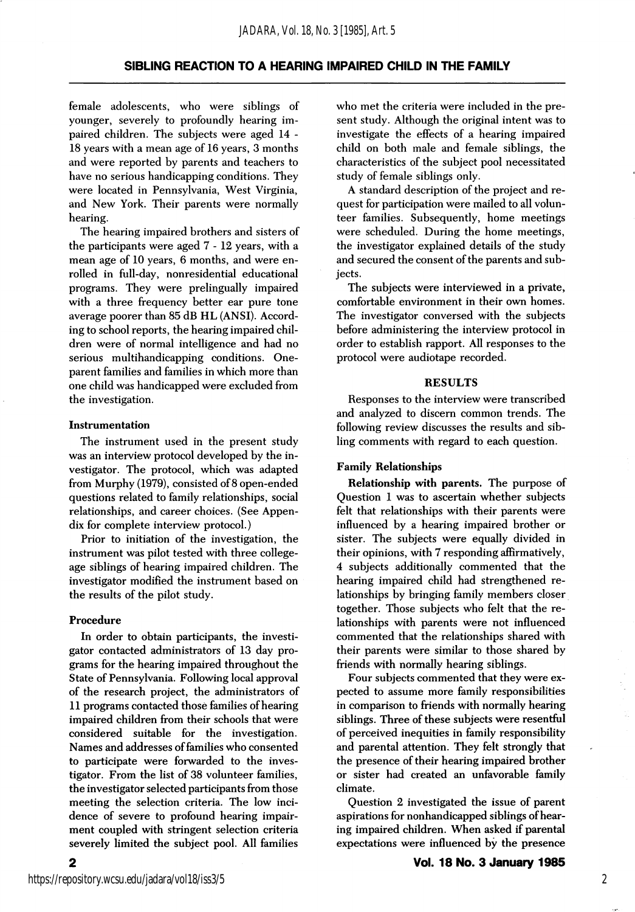female adolescents, who were siblings of younger, severely to profoundly hearing impaired children. The subjects were aged 14 - 18 years with a mean age of 16 years, 3 months and were reported by parents and teachers to have no serious handicapping conditions. They were located in Pennsylvania, West Virginia, and New York. Their parents were normally hearing.

The hearing impaired brothers and sisters of the participants were aged 7 - 12 years, with a mean age of 10 years, 6 months, and were enrolled in full-day, nonresidential educational programs. They were prelingually impaired with a three frequency better ear pure tone average poorer than 85 dB HL (ANSI). According to school reports, the hearing impaired children were of normal intelligence and had no serious multihandicapping conditions. One-parent families and families in which more than one child was handicapped were excluded from the investigation.

### Instrumentation

The instrument used in the present study was an interview protocol developed by the investigator. The protocol, which was adapted from Murphy (1979), consisted of 8 open-ended questions related to family relationships, social relationships, and career choices. (See Appendix for complete interview protocol.)

Prior to initiation of the investigation, the instrument was pilot tested with three college-age siblings of hearing impaired children. The investigator modified the instrument based on the results of the pilot study.

### Procedure

In order to obtain participants, the investigator contacted administrators of 13 day programs for the hearing impaired throughout the State of Pennsylvania. Following local approval of the research project, the administrators of 11 programs contacted those families of hearing impaired children from their schools that were considered suitable for the investigation. Names and addresses of families who consented to participate were forwarded to the investigator. From the list of 38 volunteer families, the investigator selected participants from those meeting the selection criteria. The low incidence of severe to profound hearing impairment coupled with stringent selection criteria severely limited the subject pool. All families who met the criteria were included in the present study. Although the original intent was to investigate the effects of a hearing impaired child on both male and female siblings, the characteristics of the subject pool necessitated study of female siblings only.

A standard description of the project and request for participation were mailed to all volunteer families. Subsequently, home meetings were scheduled. During the home meetings, the investigator explained details of the study and secured the consent of the parents and subjects.

The subjects were interviewed in a private, comfortable environment in their own homes. The investigator conversed with the subjects before administering the interview protocol in order to establish rapport. All responses to the protocol were audiotape recorded.

## RESULTS

Responses to the interview were transcribed and analyzed to discern common trends. The following review discusses the results and sibling comments with regard to each question.

### Family Relationships

**Relationship with parents.** The purpose of Question 1 was to ascertain whether subjects felt that relationships with their parents were influenced by a hearing impaired brother or sister. The subjects were equally divided in their opinions, with 7 responding affirmatively, 4 subjects additionally commented that the hearing impaired child had strengthened relationships by bringing family members closer together. Those subjects who felt that the relationships with parents were not influenced commented that the relationships shared with their parents were similar to those shared by friends with normally hearing siblings.

Four subjects commented that they were expected to assume more family responsibilities in comparison to friends with normally hearing siblings. Three of these subjects were resentful of perceived inequities in family responsibility and parental attention. They felt strongly that the presence of their hearing impaired brother or sister had created an unfavorable family climate.

Question 2 investigated the issue of parent aspirations for nonhandicapped siblings of hearing impaired children. When asked if parental expectations were influenced by the presence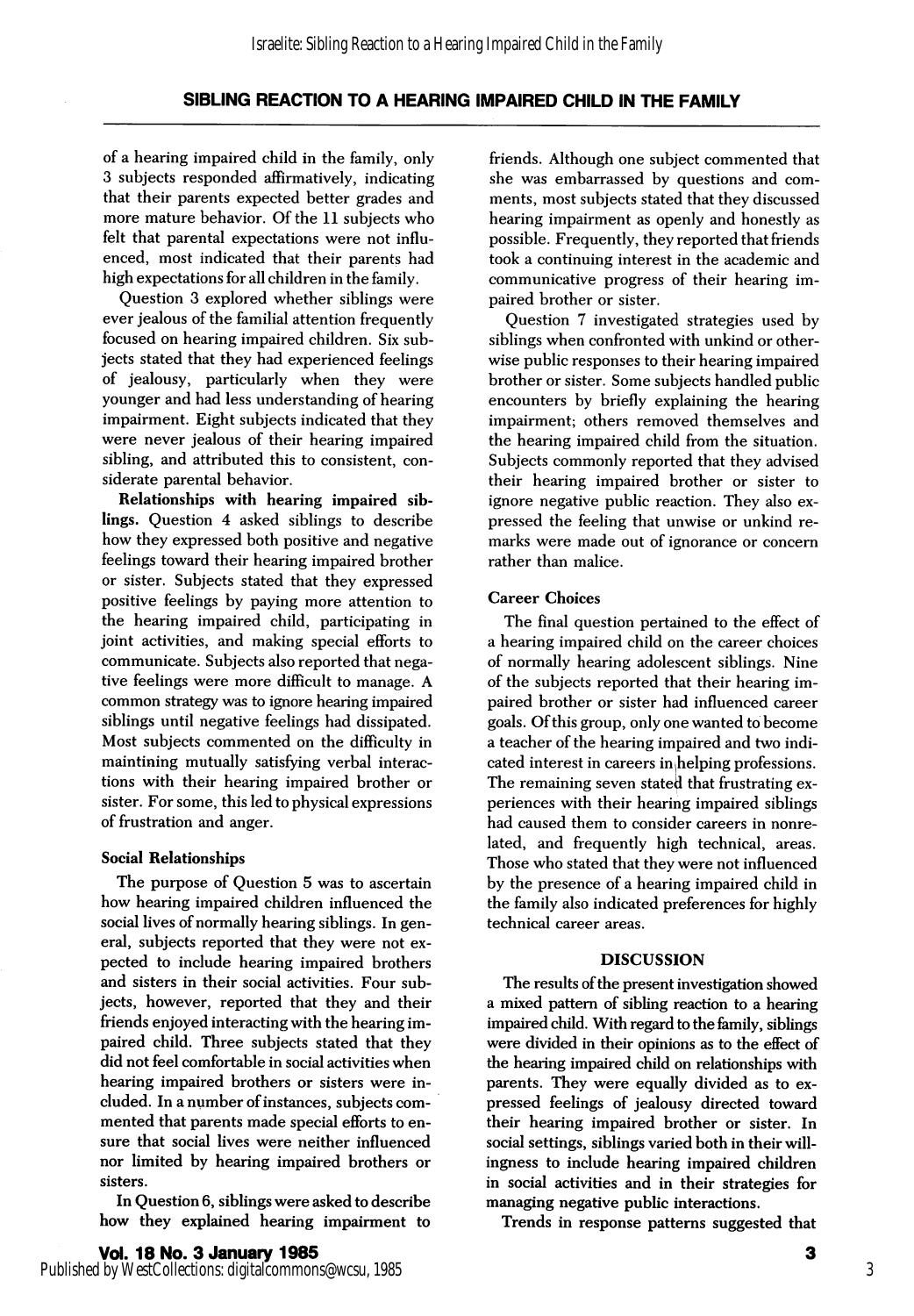of a hearing impaired child in the family, only 3 subjects responded affirmatively, indicating that their parents expected better grades and more mature behavior. Of the 11 subjects who felt that parental expectations were not influenced, most indicated that their parents had high expectations for all children in the family.

Question 3 explored whether siblings were ever jealous of the familial attention frequently focused on hearing impaired children. Six subjects stated that they had experienced feelings of jealousy, particularly when they were younger and had less understanding of hearing impairment. Eight subjects indicated that they were never jealous of their hearing impaired sibling, and attributed this to consistent, considerate parental behavior.

**Relationships with hearing impaired siblings.** Question 4 asked siblings to describe how they expressed both positive and negative feelings toward their hearing impaired brother or sister. Subjects stated that they expressed positive feelings by paying more attention to the hearing impaired child, participating in joint activities, and making special efforts to communicate. Subjects also reported that negative feelings were more difficult to manage. A common strategy was to ignore hearing impaired siblings until negative feelings had dissipated. Most subjects commented on the difficulty in maintining mutually satisfying verbal interactions with their hearing impaired brother or sister. For some, this led to physical expressions of frustration and anger.

### Social Relationships

The purpose of Question 5 was to ascertain how hearing impaired children influenced the social lives of normally hearing siblings. In general, subjects reported that they were not expected to include hearing impaired brothers and sisters in their social activities. Four subjects, however, reported that they and their friends enjoyed interacting with the hearing impaired child. Three subjects stated that they did not feel comfortable in social activities when hearing impaired brothers or sisters were included. In a number of instances, subjects commented that parents made special efforts to ensure that social lives were neither influenced nor limited by hearing impaired brothers or sisters.

In Question 6, siblings were asked to describe how they explained hearing impairment to friends. Although one subject commented that she was embarrassed by questions and comments, most subjects stated that they discussed hearing impairment as openly and honestly as possible. Frequently, they reported that friends took a continuing interest in the academic and communicative progress of their hearing impaired brother or sister.

Question 7 investigated strategies used by siblings when confronted with unkind or otherwise public responses to their hearing impaired brother or sister. Some subjects handled public encounters by briefly explaining the hearing impairment; others removed themselves and the hearing impaired child from the situation. Subjects commonly reported that they advised their hearing impaired brother or sister to ignore negative public reaction. They also expressed the feeling that unwise or unkind remarks were made out of ignorance or concern rather than malice.

### Career Choices

The final question pertained to the effect of a hearing impaired child on the career choices of normally hearing adolescent siblings. Nine of the subjects reported that their hearing impaired brother or sister had influenced career goals. Of this group, only one wanted to become a teacher of the hearing impaired and two indicated interest in careers in helping professions. The remaining seven stated that frustrating experiences with their hearing impaired siblings had caused them to consider careers in nonrelated, and frequently high technical, areas. Those who stated that they were not influenced by the presence of a hearing impaired child in the family also indicated preferences for highly technical career areas.

## DISCUSSION

The results of the present investigation showed a mixed pattern of sibling reaction to a hearing impaired child. With regard to the family, siblings were divided in their opinions as to the effect of the hearing impaired child on relationships with parents. They were equally divided as to expressed feelings of jealousy directed toward their hearing impaired brother or sister. In social settings, siblings varied both in their willingness to include hearing impaired children in social activities and in their strategies for managing negative public interactions.

Trends in response patterns suggested that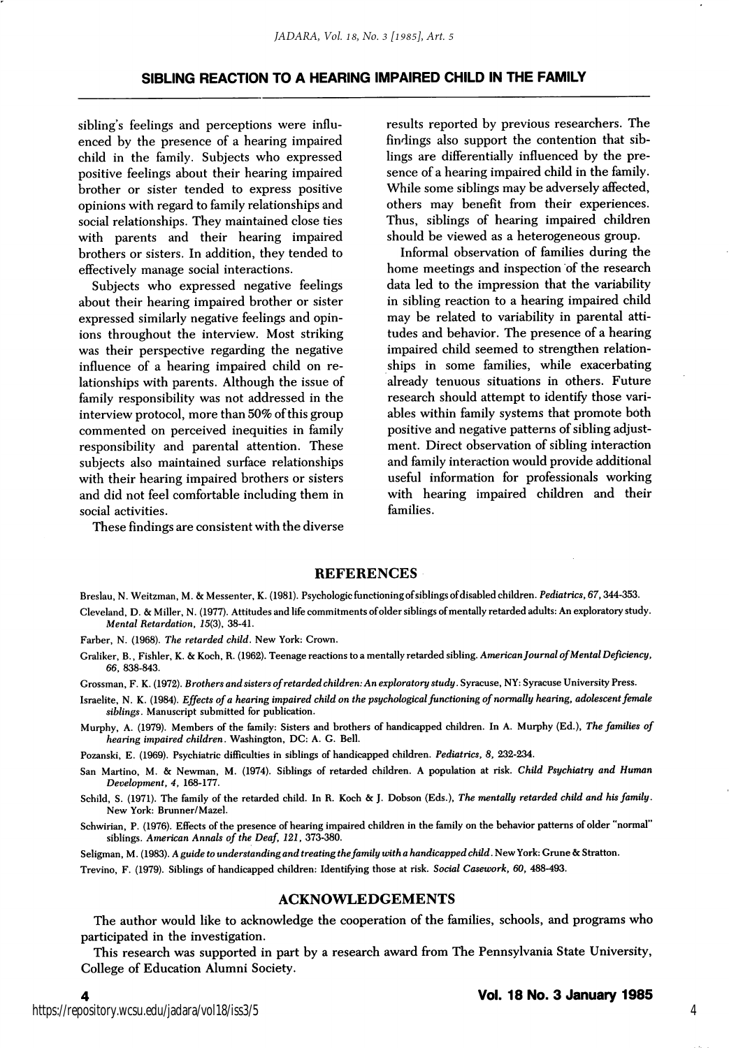sibling's feelings and perceptions were influenced by the presence of a hearing impaired child in the family. Subjects who expressed positive feelings about their hearing impaired brother or sister tended to express positive opinions with regard to family relationships and social relationships. They maintained close ties with parents and their hearing impaired brothers or sisters. In addition, they tended to effectively manage social interactions.

Subjects who expressed negative feelings about their hearing impaired brother or sister expressed similarly negative feelings and opinions throughout the interview. Most striking was their perspective regarding the negative influence of a hearing impaired child on relationships with parents. Although the issue of family responsibility was not addressed in the interview protocol, more than 50% of this group commented on perceived inequities in family responsibility and parental attention. These subjects also maintained surface relationships with their hearing impaired brothers or sisters and did not feel comfortable including them in social activities.

These findings are consistent with the diverse results reported by previous researchers. The findings also support the contention that siblings are differentially influenced by the presence of a hearing impaired child in the family. While some siblings may be adversely affected, others may benefit from their experiences. Thus, siblings of hearing impaired children should be viewed as a heterogeneous group.

Informal observation of families during the home meetings and inspection of the research data led to the impression that the variability in sibling reaction to a hearing impaired child may be related to variability in parental attitudes and behavior. The presence of a hearing impaired child seemed to strengthen relationships in some families, while exacerbating already tenuous situations in others. Future research should attempt to identify those variables within family systems that promote both positive and negative patterns of sibling adjustment. Direct observation of sibling interaction and family interaction would provide additional useful information for professionals working with hearing impaired children and their families.

## REFERENCES

Breslau, N. Weitzman, M. & Messenter, K. (1981). Psychologic functioning of siblings of disabled children. *Pediatrics, 67*, 344-353.

Cleveland, D. & Miller, N. (1977). Attitudes and life commitments of older siblings of mentally retarded adults: An exploratory study. *Mental Retardation, 15*(3), 38-41.

Farber, N. (1968). *The retarded child*. New York: Crown.

Graliker, B., Fishler, K. & Koch, R. (1962). Teenage reactions to a mentally retarded sibling. *American Journal of Mental Deficiency, 66*, 838-843.

Grossman, F. K. (1972). *Brothers and sisters of retarded children: An exploratory study*. Syracuse, NY: Syracuse University Press.

Israelite, N. K. (1984). *Effects of a hearing impaired child on the psychological functioning of normally hearing, adolescent female siblings*. Manuscript submitted for publication.

Murphy, A. (1979). Members of the family: Sisters and brothers of handicapped children. In A. Murphy (Ed.), *The families of hearing impaired children*. Washington, DC: A. G. Bell.

Pozanski, E. (1969). Psychiatric difficulties in siblings of handicapped children. *Pediatrics, 8*, 232-234.

San Martino, M. & Newman, M. (1974). Siblings of retarded children. A population at risk. *Child Psychiatry and Human Development, 4*, 168-177.

Schild, S. (1971). The family of the retarded child. In R. Koch & J. Dobson (Eds.), *The mentally retarded child and his family*. New York: Brunner/Mazel.

Schwirian, P. (1976). Effects of the presence of hearing impaired children in the family on the behavior patterns of older "normal" siblings. *American Annals of the Deaf, 121*, 373-380.

Seligman, M. (1983). *A guide to understanding and treating the family with a handicapped child*. New York: Grune & Stratton.

Trevino, F. (1979). Siblings of handicapped children: Identifying those at risk. *Social Casework, 60*, 488-493.

## ACKNOWLEDGEMENTS

The author would like to acknowledge the cooperation of the families, schools, and programs who participated in the investigation.

This research was supported in part by a research award from The Pennsylvania State University, College of Education Alumni Society.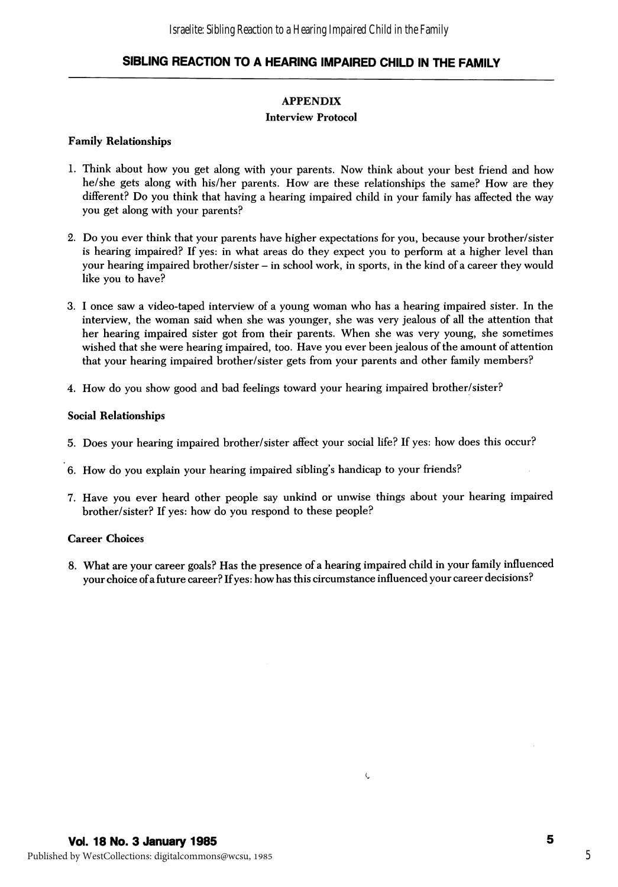## APPENDIX

### Interview Protocol

**Family Relationships**

1. Think about how you get along with your parents. Now think about your best friend and how he/she gets along with his/her parents. How are these relationships the same? How are they different? Do you think that having a hearing impaired child in your family has affected the way you get along with your parents?

2. Do you ever think that your parents have higher expectations for you, because your brother/sister is hearing impaired? If yes: in what areas do they expect you to perform at a higher level than your hearing impaired brother/sister – in school work, in sports, in the kind of a career they would like you to have?

3. I once saw a video-taped interview of a young woman who has a hearing impaired sister. In the interview, the woman said when she was younger, she was very jealous of all the attention that her hearing impaired sister got from their parents. When she was very young, she sometimes wished that she were hearing impaired, too. Have you ever been jealous of the amount of attention that your hearing impaired brother/sister gets from your parents and other family members?

4. How do you show good and bad feelings toward your hearing impaired brother/sister?

**Social Relationships**

5. Does your hearing impaired brother/sister affect your social life? If yes: how does this occur?

6. How do you explain your hearing impaired sibling's handicap to your friends?

7. Have you ever heard other people say unkind or unwise things about your hearing impaired brother/sister? If yes: how do you respond to these people?

**Career Choices**

8. What are your career goals? Has the presence of a hearing impaired child in your family influenced your choice of a future career? If yes: how has this circumstance influenced your career decisions?